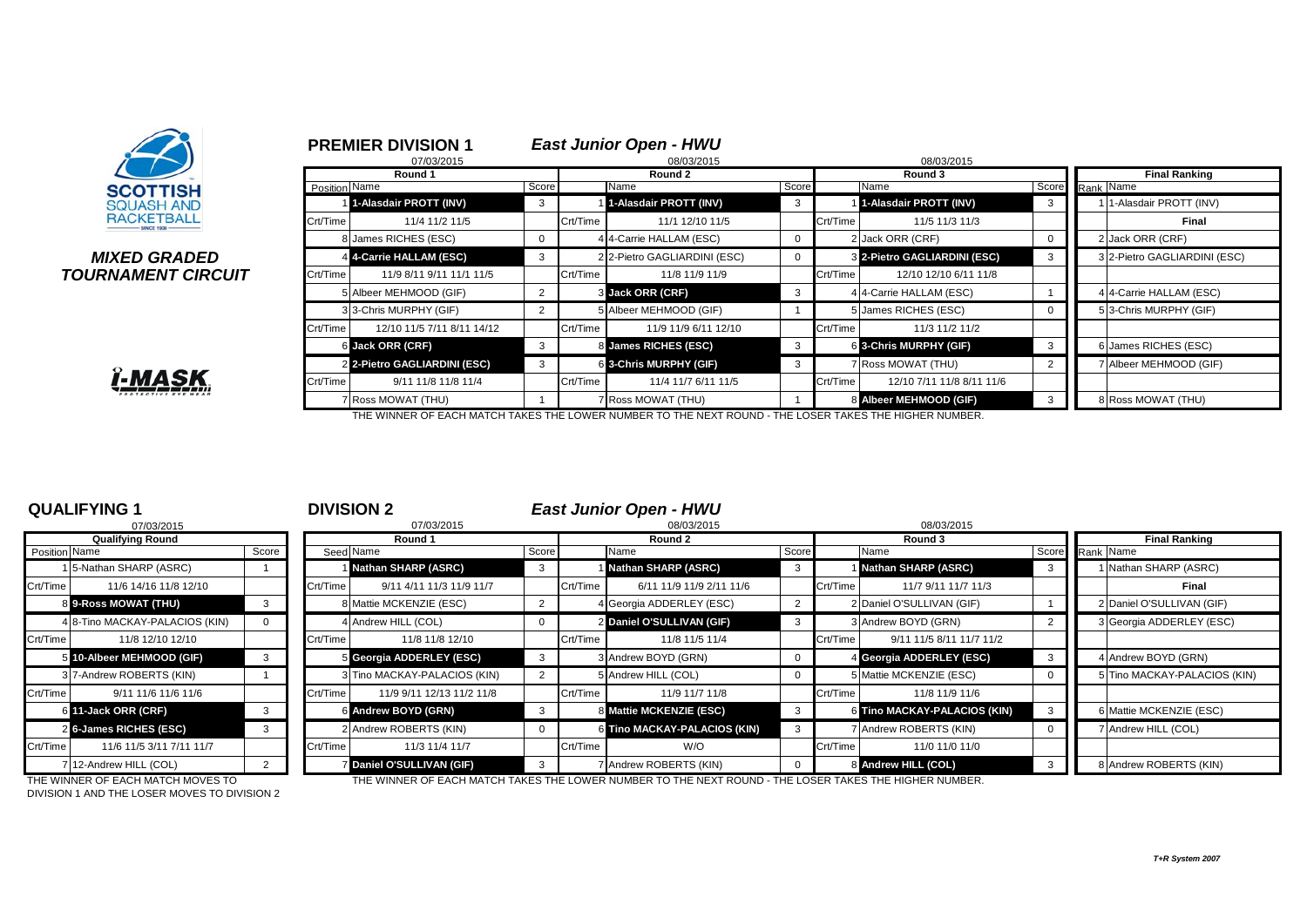## MIXED GRADED TOURNAMENT CIRCUIT

## PREMIER DIVISION 1 — *East Junior Open - HWU*

| Round 1 (07/03/2015) | | Score | Round 2 (08/03/2015) | | Score | Round 3 (08/03/2015) | | Score | Final Ranking | |
|---|---|---|---|---|---|---|---|---|---|---|
| Position | Name | Score | | Name | Score | | Name | Score | Rank | Name |
| 1 | 1-Alasdair PROTT (INV) | 3 | 1 | 1-Alasdair PROTT (INV) | 3 | 1 | 1-Alasdair PROTT (INV) | 3 | 1 | 1-Alasdair PROTT (INV) |
| Crt/Time | 11/4 11/2 11/5 | | Crt/Time | 11/1 12/10 11/5 | | Crt/Time | 11/5 11/3 11/3 | | | Final |
| 8 | James RICHES (ESC) | 0 | 4 | 4-Carrie HALLAM (ESC) | 0 | 2 | Jack ORR (CRF) | 0 | 2 | Jack ORR (CRF) |
| 4 | 4-Carrie HALLAM (ESC) | 3 | 2 | 2-Pietro GAGLIARDINI (ESC) | 0 | 3 | 2-Pietro GAGLIARDINI (ESC) | 3 | 3 | 2-Pietro GAGLIARDINI (ESC) |
| Crt/Time | 11/9 8/11 9/11 11/1 11/5 | | Crt/Time | 11/8 11/9 11/9 | | Crt/Time | 12/10 12/10 6/11 11/8 | | | |
| 5 | Albeer MEHMOOD (GIF) | 2 | 3 | Jack ORR (CRF) | 3 | 4 | 4-Carrie HALLAM (ESC) | 1 | 4 | 4-Carrie HALLAM (ESC) |
| 3 | 3-Chris MURPHY (GIF) | 2 | 5 | Albeer MEHMOOD (GIF) | 1 | 5 | James RICHES (ESC) | 0 | 5 | 3-Chris MURPHY (GIF) |
| Crt/Time | 12/10 11/5 7/11 8/11 14/12 | | Crt/Time | 11/9 11/9 6/11 12/10 | | Crt/Time | 11/3 11/2 11/2 | | | |
| 6 | Jack ORR (CRF) | 3 | 8 | James RICHES (ESC) | 3 | 6 | 3-Chris MURPHY (GIF) | 3 | 6 | James RICHES (ESC) |
| 2 | 2-Pietro GAGLIARDINI (ESC) | 3 | 6 | 3-Chris MURPHY (GIF) | 3 | 7 | Ross MOWAT (THU) | 2 | 7 | Albeer MEHMOOD (GIF) |
| Crt/Time | 9/11 11/8 11/8 11/4 | | Crt/Time | 11/4 11/7 6/11 11/5 | | Crt/Time | 12/10 7/11 11/8 8/11 11/6 | | | |
| 7 | Ross MOWAT (THU) | 1 | 7 | Ross MOWAT (THU) | 1 | 8 | Albeer MEHMOOD (GIF) | 3 | 8 | Ross MOWAT (THU) |

THE WINNER OF EACH MATCH TAKES THE LOWER NUMBER TO THE NEXT ROUND - THE LOSER TAKES THE HIGHER NUMBER.

## QUALIFYING 1

07/03/2015

| Qualifying Round | | |
|---|---|---|
| Position | Name | Score |
| 1 | 5-Nathan SHARP (ASRC) | 1 |
| Crt/Time | 11/6 14/16 11/8 12/10 | |
| 8 | 9-Ross MOWAT (THU) | 3 |
| 4 | 8-Tino MACKAY-PALACIOS (KIN) | 0 |
| Crt/Time | 11/8 12/10 12/10 | |
| 5 | 10-Albeer MEHMOOD (GIF) | 3 |
| 3 | 7-Andrew ROBERTS (KIN) | 1 |
| Crt/Time | 9/11 11/6 11/6 11/6 | |
| 6 | 11-Jack ORR (CRF) | 3 |
| 2 | 6-James RICHES (ESC) | 3 |
| Crt/Time | 11/6 11/5 3/11 7/11 11/7 | |
| 7 | 12-Andrew HILL (COL) | 2 |

THE WINNER OF EACH MATCH MOVES TO DIVISION 1 AND THE LOSER MOVES TO DIVISION 2

## DIVISION 2 — *East Junior Open - HWU*

| Round 1 (07/03/2015) | | Score | Round 2 (08/03/2015) | | Score | Round 3 (08/03/2015) | | Score | Final Ranking | |
|---|---|---|---|---|---|---|---|---|---|---|
| Seed | Name | Score | | Name | Score | | Name | Score | Rank | Name |
| 1 | Nathan SHARP (ASRC) | 3 | 1 | Nathan SHARP (ASRC) | 3 | 1 | Nathan SHARP (ASRC) | 3 | 1 | Nathan SHARP (ASRC) |
| Crt/Time | 9/11 4/11 11/3 11/9 11/7 | | Crt/Time | 6/11 11/9 11/9 2/11 11/6 | | Crt/Time | 11/7 9/11 11/7 11/3 | | | Final |
| 8 | Mattie MCKENZIE (ESC) | 2 | 4 | Georgia ADDERLEY (ESC) | 2 | 2 | Daniel O'SULLIVAN (GIF) | 1 | 2 | Daniel O'SULLIVAN (GIF) |
| 4 | Andrew HILL (COL) | 0 | 2 | Daniel O'SULLIVAN (GIF) | 3 | 3 | Andrew BOYD (GRN) | 2 | 3 | Georgia ADDERLEY (ESC) |
| Crt/Time | 11/8 11/8 12/10 | | Crt/Time | 11/8 11/5 11/4 | | Crt/Time | 9/11 11/5 8/11 11/7 11/2 | | | |
| 5 | Georgia ADDERLEY (ESC) | 3 | 3 | Andrew BOYD (GRN) | 0 | 4 | Georgia ADDERLEY (ESC) | 3 | 4 | Andrew BOYD (GRN) |
| 3 | Tino MACKAY-PALACIOS (KIN) | 2 | 5 | Andrew HILL (COL) | 0 | 5 | Mattie MCKENZIE (ESC) | 0 | 5 | Tino MACKAY-PALACIOS (KIN) |
| Crt/Time | 11/9 9/11 12/13 11/2 11/8 | | Crt/Time | 11/9 11/7 11/8 | | Crt/Time | 11/8 11/9 11/6 | | | |
| 6 | Andrew BOYD (GRN) | 3 | 8 | Mattie MCKENZIE (ESC) | 3 | 6 | Tino MACKAY-PALACIOS (KIN) | 3 | 6 | Mattie MCKENZIE (ESC) |
| 2 | Andrew ROBERTS (KIN) | 0 | 6 | Tino MACKAY-PALACIOS (KIN) | 3 | 7 | Andrew ROBERTS (KIN) | 0 | 7 | Andrew HILL (COL) |
| Crt/Time | 11/3 11/4 11/7 | | Crt/Time | W/O | | Crt/Time | 11/0 11/0 11/0 | | | |
| 7 | Daniel O'SULLIVAN (GIF) | 3 | 7 | Andrew ROBERTS (KIN) | 0 | 8 | Andrew HILL (COL) | 3 | 8 | Andrew ROBERTS (KIN) |

THE WINNER OF EACH MATCH TAKES THE LOWER NUMBER TO THE NEXT ROUND - THE LOSER TAKES THE HIGHER NUMBER.

*T+R System 2007*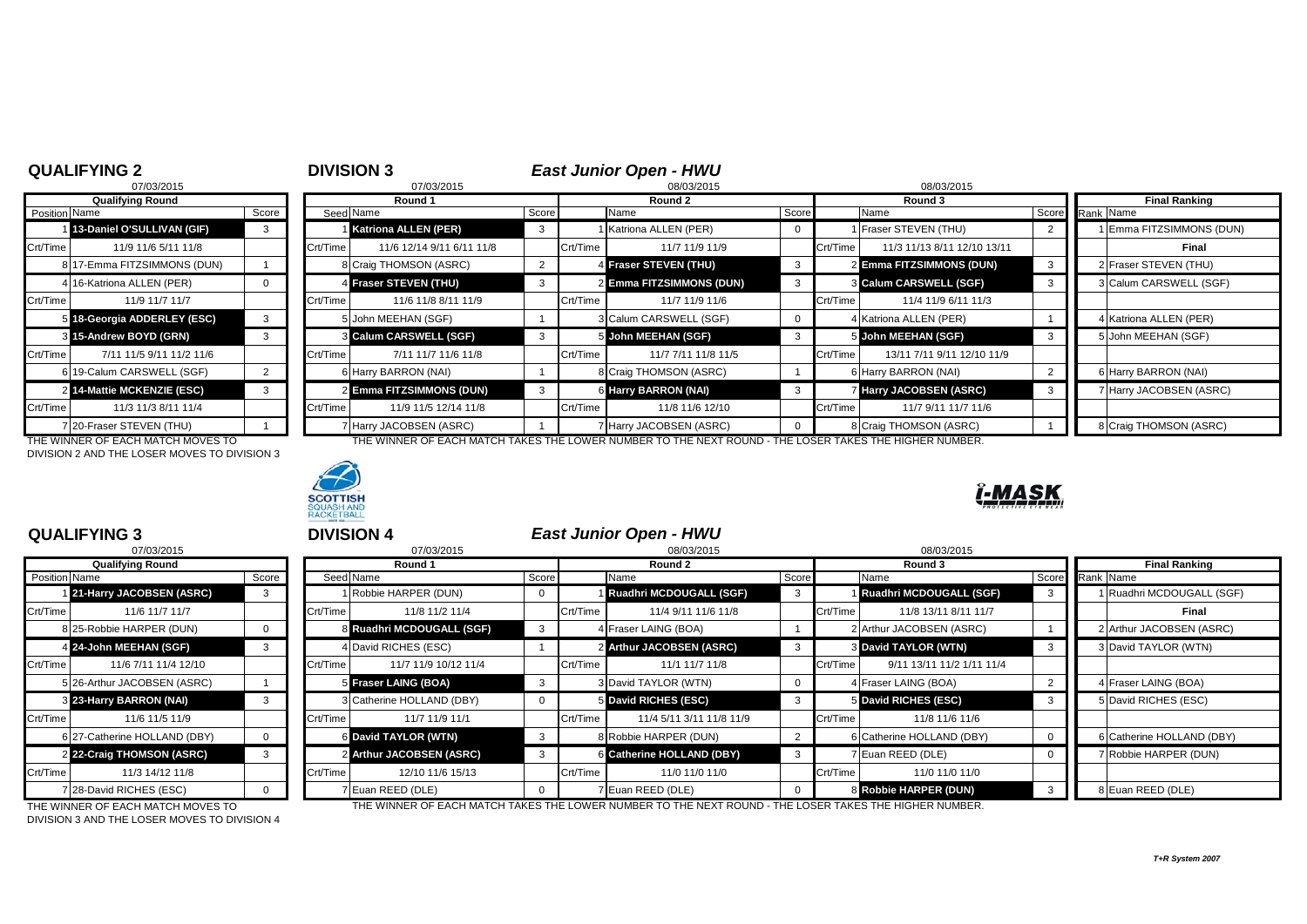## QUALIFYING 2

07/03/2015

| Position | Name | Score |
|---|---|---|
| | **Qualifying Round** | |
| 1 | **13-Daniel O'SULLIVAN (GIF)** | 3 |
| Crt/Time | 11/9 11/6 5/11 11/8 | |
| 8 | 17-Emma FITZSIMMONS (DUN) | 1 |
| 4 | 16-Katriona ALLEN (PER) | 0 |
| Crt/Time | 11/9 11/7 11/7 | |
| 5 | **18-Georgia ADDERLEY (ESC)** | 3 |
| 3 | **15-Andrew BOYD (GRN)** | 3 |
| Crt/Time | 7/11 11/5 9/11 11/2 11/6 | |
| 6 | 19-Calum CARSWELL (SGF) | 2 |
| 2 | **14-Mattie MCKENZIE (ESC)** | 3 |
| Crt/Time | 11/3 11/3 8/11 11/4 | |
| 7 | 20-Fraser STEVEN (THU) | 1 |

THE WINNER OF EACH MATCH MOVES TO DIVISION 2 AND THE LOSER MOVES TO DIVISION 3

## DIVISION 3

### *East Junior Open - HWU*

| Seed | Round 1 (07/03/2015) | Score | | Round 2 (08/03/2015) | Score | | Round 3 (08/03/2015) | Score |
|---|---|---|---|---|---|---|---|---|
| 1 | **Katriona ALLEN (PER)** | 3 | 1 | Katriona ALLEN (PER) | 0 | 1 | Fraser STEVEN (THU) | 2 |
| Crt/Time | 11/6 12/14 9/11 6/11 11/8 | | Crt/Time | 11/7 11/9 11/9 | | Crt/Time | 11/3 11/13 8/11 12/10 13/11 | |
| 8 | Craig THOMSON (ASRC) | 2 | 4 | **Fraser STEVEN (THU)** | 3 | 2 | **Emma FITZSIMMONS (DUN)** | 3 |
| 4 | **Fraser STEVEN (THU)** | 3 | 2 | **Emma FITZSIMMONS (DUN)** | 3 | 3 | **Calum CARSWELL (SGF)** | 3 |
| Crt/Time | 11/6 11/8 8/11 11/9 | | Crt/Time | 11/7 11/9 11/6 | | Crt/Time | 11/4 11/9 6/11 11/3 | |
| 5 | John MEEHAN (SGF) | 1 | 3 | Calum CARSWELL (SGF) | 0 | 4 | Katriona ALLEN (PER) | 1 |
| 3 | **Calum CARSWELL (SGF)** | 3 | 5 | **John MEEHAN (SGF)** | 3 | 5 | **John MEEHAN (SGF)** | 3 |
| Crt/Time | 7/11 11/7 11/6 11/8 | | Crt/Time | 11/7 7/11 11/8 11/5 | | Crt/Time | 13/11 7/11 9/11 12/10 11/9 | |
| 6 | Harry BARRON (NAI) | 1 | 8 | Craig THOMSON (ASRC) | 1 | 6 | Harry BARRON (NAI) | 2 |
| 2 | **Emma FITZSIMMONS (DUN)** | 3 | 6 | **Harry BARRON (NAI)** | 3 | 7 | **Harry JACOBSEN (ASRC)** | 3 |
| Crt/Time | 11/9 11/5 12/14 11/8 | | Crt/Time | 11/8 11/6 12/10 | | Crt/Time | 11/7 9/11 11/7 11/6 | |
| 7 | Harry JACOBSEN (ASRC) | 1 | 7 | Harry JACOBSEN (ASRC) | 0 | 8 | Craig THOMSON (ASRC) | 1 |

| Rank | Final Ranking |
|---|---|
| 1 | Emma FITZSIMMONS (DUN) |
| | **Final** |
| 2 | Fraser STEVEN (THU) |
| 3 | Calum CARSWELL (SGF) |
| 4 | Katriona ALLEN (PER) |
| 5 | John MEEHAN (SGF) |
| 6 | Harry BARRON (NAI) |
| 7 | Harry JACOBSEN (ASRC) |
| 8 | Craig THOMSON (ASRC) |

THE WINNER OF EACH MATCH TAKES THE LOWER NUMBER TO THE NEXT ROUND - THE LOSER TAKES THE HIGHER NUMBER.

## QUALIFYING 3

07/03/2015

| Position | Name | Score |
|---|---|---|
| | **Qualifying Round** | |
| 1 | **21-Harry JACOBSEN (ASRC)** | 3 |
| Crt/Time | 11/6 11/7 11/7 | |
| 8 | 25-Robbie HARPER (DUN) | 0 |
| 4 | **24-John MEEHAN (SGF)** | 3 |
| Crt/Time | 11/6 7/11 11/4 12/10 | |
| 5 | 26-Arthur JACOBSEN (ASRC) | 1 |
| 3 | **23-Harry BARRON (NAI)** | 3 |
| Crt/Time | 11/6 11/5 11/9 | |
| 6 | 27-Catherine HOLLAND (DBY) | 0 |
| 2 | **22-Craig THOMSON (ASRC)** | 3 |
| Crt/Time | 11/3 14/12 11/8 | |
| 7 | 28-David RICHES (ESC) | 0 |

THE WINNER OF EACH MATCH MOVES TO DIVISION 3 AND THE LOSER MOVES TO DIVISION 4

## DIVISION 4

### *East Junior Open - HWU*

| Seed | Round 1 (07/03/2015) | Score | | Round 2 (08/03/2015) | Score | | Round 3 (08/03/2015) | Score |
|---|---|---|---|---|---|---|---|---|
| 1 | Robbie HARPER (DUN) | 0 | 1 | **Ruadhri MCDOUGALL (SGF)** | 3 | 1 | **Ruadhri MCDOUGALL (SGF)** | 3 |
| Crt/Time | 11/8 11/2 11/4 | | Crt/Time | 11/4 9/11 11/6 11/8 | | Crt/Time | 11/8 13/11 8/11 11/7 | |
| 8 | **Ruadhri MCDOUGALL (SGF)** | 3 | 4 | Fraser LAING (BOA) | 1 | 2 | Arthur JACOBSEN (ASRC) | 1 |
| 4 | David RICHES (ESC) | 1 | 2 | **Arthur JACOBSEN (ASRC)** | 3 | 3 | **David TAYLOR (WTN)** | 3 |
| Crt/Time | 11/7 11/9 10/12 11/4 | | Crt/Time | 11/1 11/7 11/8 | | Crt/Time | 9/11 13/11 11/2 1/11 11/4 | |
| 5 | **Fraser LAING (BOA)** | 3 | 3 | David TAYLOR (WTN) | 0 | 4 | Fraser LAING (BOA) | 2 |
| 3 | Catherine HOLLAND (DBY) | 0 | 5 | **David RICHES (ESC)** | 3 | 5 | **David RICHES (ESC)** | 3 |
| Crt/Time | 11/7 11/9 11/1 | | Crt/Time | 11/4 5/11 3/11 11/8 11/9 | | Crt/Time | 11/8 11/6 11/6 | |
| 6 | **David TAYLOR (WTN)** | 3 | 8 | Robbie HARPER (DUN) | 2 | 6 | Catherine HOLLAND (DBY) | 0 |
| 2 | **Arthur JACOBSEN (ASRC)** | 3 | 6 | **Catherine HOLLAND (DBY)** | 3 | 7 | Euan REED (DLE) | 0 |
| Crt/Time | 12/10 11/6 15/13 | | Crt/Time | 11/0 11/0 11/0 | | Crt/Time | 11/0 11/0 11/0 | |
| 7 | Euan REED (DLE) | 0 | 7 | Euan REED (DLE) | 0 | 8 | **Robbie HARPER (DUN)** | 3 |

| Rank | Final Ranking |
|---|---|
| 1 | Ruadhri MCDOUGALL (SGF) |
| | **Final** |
| 2 | Arthur JACOBSEN (ASRC) |
| 3 | David TAYLOR (WTN) |
| 4 | Fraser LAING (BOA) |
| 5 | David RICHES (ESC) |
| 6 | Catherine HOLLAND (DBY) |
| 7 | Robbie HARPER (DUN) |
| 8 | Euan REED (DLE) |

THE WINNER OF EACH MATCH TAKES THE LOWER NUMBER TO THE NEXT ROUND - THE LOSER TAKES THE HIGHER NUMBER.

*T+R System 2007*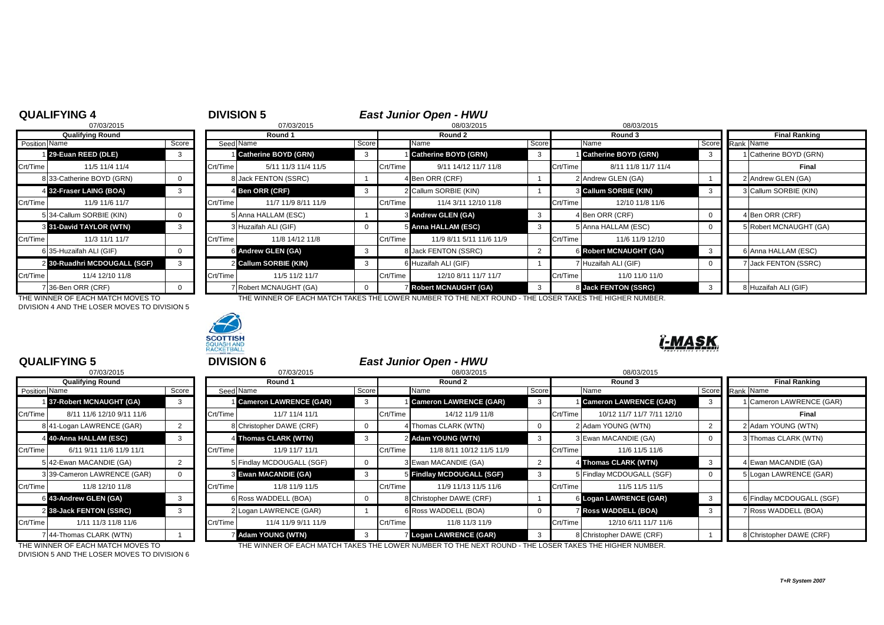## QUALIFYING 4

07/03/2015

| Position | Qualifying Round Name | Score |
|---|---|---|
| 1 | **29-Euan REED (DLE)** | 3 |
| Crt/Time | 11/5 11/4 11/4 | |
| 8 | 33-Catherine BOYD (GRN) | 0 |
| 4 | **32-Fraser LAING (BOA)** | 3 |
| Crt/Time | 11/9 11/6 11/7 | |
| 5 | 34-Callum SORBIE (KIN) | 0 |
| 3 | **31-David TAYLOR (WTN)** | 3 |
| Crt/Time | 11/3 11/1 11/7 | |
| 6 | 35-Huzaifah ALI (GIF) | 0 |
| 2 | **30-Ruadhri MCDOUGALL (SGF)** | 3 |
| Crt/Time | 11/4 12/10 11/8 | |
| 7 | 36-Ben ORR (CRF) | 0 |

THE WINNER OF EACH MATCH MOVES TO DIVISION 4 AND THE LOSER MOVES TO DIVISION 5

## DIVISION 5

### *East Junior Open - HWU*

| Seed | Round 1 (07/03/2015) Name | Score | | Round 2 (08/03/2015) Name | Score | | Round 3 (08/03/2015) Name | Score |
|---|---|---|---|---|---|---|---|---|
| 1 | **Catherine BOYD (GRN)** | 3 | 1 | **Catherine BOYD (GRN)** | 3 | 1 | **Catherine BOYD (GRN)** | 3 |
| Crt/Time | 5/11 11/3 11/4 11/5 | | Crt/Time | 9/11 14/12 11/7 11/8 | | Crt/Time | 8/11 11/8 11/7 11/4 | |
| 8 | Jack FENTON (SSRC) | 1 | 4 | Ben ORR (CRF) | 1 | 2 | Andrew GLEN (GA) | 1 |
| 4 | **Ben ORR (CRF)** | 3 | 2 | Callum SORBIE (KIN) | 1 | 3 | **Callum SORBIE (KIN)** | 3 |
| Crt/Time | 11/7 11/9 8/11 11/9 | | Crt/Time | 11/4 3/11 12/10 11/8 | | Crt/Time | 12/10 11/8 11/6 | |
| 5 | Anna HALLAM (ESC) | 1 | 3 | **Andrew GLEN (GA)** | 3 | 4 | Ben ORR (CRF) | 0 |
| 3 | Huzaifah ALI (GIF) | 0 | 5 | **Anna HALLAM (ESC)** | 3 | 5 | Anna HALLAM (ESC) | 0 |
| Crt/Time | 11/8 14/12 11/8 | | Crt/Time | 11/9 8/11 5/11 11/6 11/9 | | Crt/Time | 11/6 11/9 12/10 | |
| 6 | **Andrew GLEN (GA)** | 3 | 8 | Jack FENTON (SSRC) | 2 | 6 | **Robert MCNAUGHT (GA)** | 3 |
| 2 | **Callum SORBIE (KIN)** | 3 | 6 | Huzaifah ALI (GIF) | 1 | 7 | Huzaifah ALI (GIF) | 0 |
| Crt/Time | 11/5 11/2 11/7 | | Crt/Time | 12/10 8/11 11/7 11/7 | | Crt/Time | 11/0 11/0 11/0 | |
| 7 | Robert MCNAUGHT (GA) | 0 | 7 | **Robert MCNAUGHT (GA)** | 3 | 8 | **Jack FENTON (SSRC)** | 3 |

| Rank | Final Ranking Name |
|---|---|
| 1 | Catherine BOYD (GRN) |
| | **Final** |
| 2 | Andrew GLEN (GA) |
| 3 | Callum SORBIE (KIN) |
| 4 | Ben ORR (CRF) |
| 5 | Robert MCNAUGHT (GA) |
| 6 | Anna HALLAM (ESC) |
| 7 | Jack FENTON (SSRC) |
| 8 | Huzaifah ALI (GIF) |

THE WINNER OF EACH MATCH TAKES THE LOWER NUMBER TO THE NEXT ROUND - THE LOSER TAKES THE HIGHER NUMBER.

## QUALIFYING 5

07/03/2015

| Position | Qualifying Round Name | Score |
|---|---|---|
| 1 | **37-Robert MCNAUGHT (GA)** | 3 |
| Crt/Time | 8/11 11/6 12/10 9/11 11/6 | |
| 8 | 41-Logan LAWRENCE (GAR) | 2 |
| 4 | **40-Anna HALLAM (ESC)** | 3 |
| Crt/Time | 6/11 9/11 11/6 11/9 11/1 | |
| 5 | 42-Ewan MACANDIE (GA) | 2 |
| 3 | 39-Cameron LAWRENCE (GAR) | 0 |
| Crt/Time | 11/8 12/10 11/8 | |
| 6 | **43-Andrew GLEN (GA)** | 3 |
| 2 | **38-Jack FENTON (SSRC)** | 3 |
| Crt/Time | 1/11 11/3 11/8 11/6 | |
| 7 | 44-Thomas CLARK (WTN) | 1 |

THE WINNER OF EACH MATCH MOVES TO DIVISION 5 AND THE LOSER MOVES TO DIVISION 6

## DIVISION 6

### *East Junior Open - HWU*

| Seed | Round 1 (07/03/2015) Name | Score | | Round 2 (08/03/2015) Name | Score | | Round 3 (08/03/2015) Name | Score |
|---|---|---|---|---|---|---|---|---|
| 1 | **Cameron LAWRENCE (GAR)** | 3 | 1 | **Cameron LAWRENCE (GAR)** | 3 | 1 | **Cameron LAWRENCE (GAR)** | 3 |
| Crt/Time | 11/7 11/4 11/1 | | Crt/Time | 14/12 11/9 11/8 | | Crt/Time | 10/12 11/7 11/7 7/11 12/10 | |
| 8 | Christopher DAWE (CRF) | 0 | 4 | Thomas CLARK (WTN) | 0 | 2 | Adam YOUNG (WTN) | 2 |
| 4 | **Thomas CLARK (WTN)** | 3 | 2 | **Adam YOUNG (WTN)** | 3 | 3 | Ewan MACANDIE (GA) | 0 |
| Crt/Time | 11/9 11/7 11/1 | | Crt/Time | 11/8 8/11 10/12 11/5 11/9 | | Crt/Time | 11/6 11/5 11/6 | |
| 5 | Findlay MCDOUGALL (SGF) | 0 | 3 | Ewan MACANDIE (GA) | 2 | 4 | **Thomas CLARK (WTN)** | 3 |
| 3 | **Ewan MACANDIE (GA)** | 3 | 5 | **Findlay MCDOUGALL (SGF)** | 3 | 5 | Findlay MCDOUGALL (SGF) | 0 |
| Crt/Time | 11/8 11/9 11/5 | | Crt/Time | 11/9 11/13 11/5 11/6 | | Crt/Time | 11/5 11/5 11/5 | |
| 6 | Ross WADDELL (BOA) | 0 | 8 | Christopher DAWE (CRF) | 1 | 6 | **Logan LAWRENCE (GAR)** | 3 |
| 2 | Logan LAWRENCE (GAR) | 1 | 6 | Ross WADDELL (BOA) | 0 | 7 | **Ross WADDELL (BOA)** | 3 |
| Crt/Time | 11/4 11/9 9/11 11/9 | | Crt/Time | 11/8 11/3 11/9 | | Crt/Time | 12/10 6/11 11/7 11/6 | |
| 7 | **Adam YOUNG (WTN)** | 3 | 7 | **Logan LAWRENCE (GAR)** | 3 | 8 | Christopher DAWE (CRF) | 1 |

| Rank | Final Ranking Name |
|---|---|
| 1 | Cameron LAWRENCE (GAR) |
| | **Final** |
| 2 | Adam YOUNG (WTN) |
| 3 | Thomas CLARK (WTN) |
| 4 | Ewan MACANDIE (GA) |
| 5 | Logan LAWRENCE (GAR) |
| 6 | Findlay MCDOUGALL (SGF) |
| 7 | Ross WADDELL (BOA) |
| 8 | Christopher DAWE (CRF) |

THE WINNER OF EACH MATCH TAKES THE LOWER NUMBER TO THE NEXT ROUND - THE LOSER TAKES THE HIGHER NUMBER.

*T+R System 2007*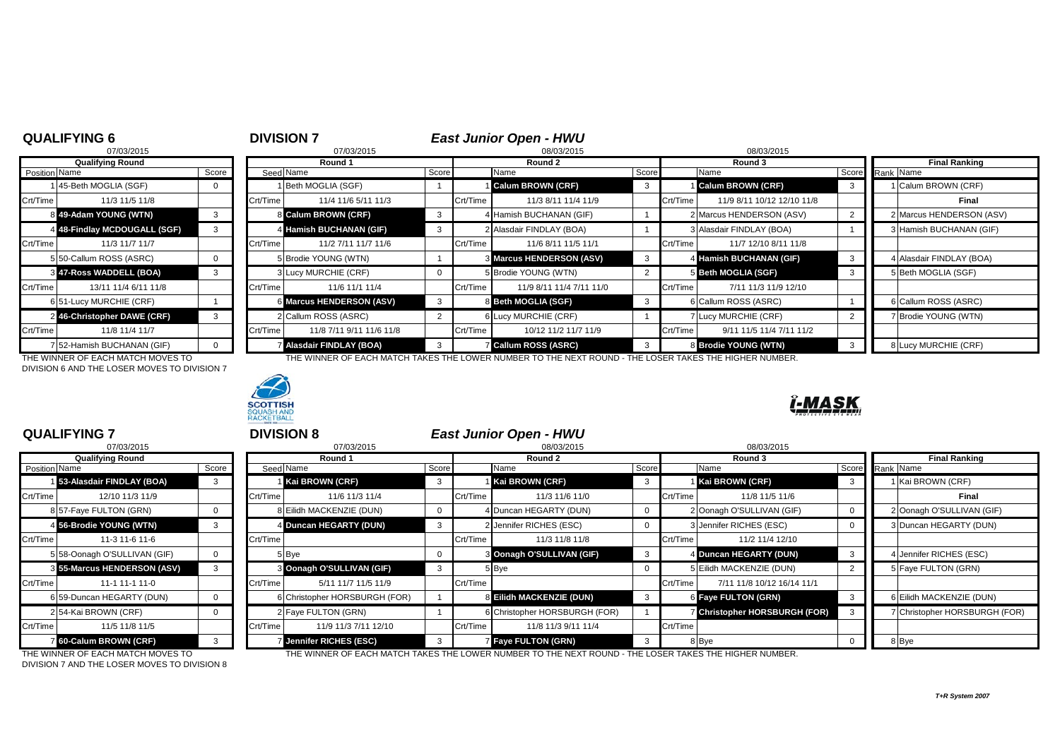## QUALIFYING 6

07/03/2015

| Qualifying Round | | |
|---|---|---|
| Position | Name | Score |
| 1 | 45-Beth MOGLIA (SGF) | 0 |
| Crt/Time | 11/3 11/5 11/8 | |
| 8 | 49-Adam YOUNG (WTN) | 3 |
| 4 | 48-Findlay MCDOUGALL (SGF) | 3 |
| Crt/Time | 11/3 11/7 11/7 | |
| 5 | 50-Callum ROSS (ASRC) | 0 |
| 3 | 47-Ross WADDELL (BOA) | 3 |
| Crt/Time | 13/11 11/4 6/11 11/8 | |
| 6 | 51-Lucy MURCHIE (CRF) | 1 |
| 2 | 46-Christopher DAWE (CRF) | 3 |
| Crt/Time | 11/8 11/4 11/7 | |
| 7 | 52-Hamish BUCHANAN (GIF) | 0 |

THE WINNER OF EACH MATCH MOVES TO DIVISION 6 AND THE LOSER MOVES TO DIVISION 7

## DIVISION 7

### *East Junior Open - HWU*

| Round 1 (07/03/2015) | | | Round 2 (08/03/2015) | | | Round 3 (08/03/2015) | | | Final Ranking | |
|---|---|---|---|---|---|---|---|---|---|---|
| Seed | Name | Score | | Name | Score | | Name | Score | Rank | Name |
| 1 | Beth MOGLIA (SGF) | 1 | 1 | Calum BROWN (CRF) | 3 | 1 | Calum BROWN (CRF) | 3 | 1 | Calum BROWN (CRF) |
| Crt/Time | 11/4 11/6 5/11 11/3 | | Crt/Time | 11/3 8/11 11/4 11/9 | | Crt/Time | 11/9 8/11 10/12 12/10 11/8 | | | Final |
| 8 | Calum BROWN (CRF) | 3 | 4 | Hamish BUCHANAN (GIF) | 1 | 2 | Marcus HENDERSON (ASV) | 2 | 2 | Marcus HENDERSON (ASV) |
| 4 | Hamish BUCHANAN (GIF) | 3 | 2 | Alasdair FINDLAY (BOA) | 1 | 3 | Alasdair FINDLAY (BOA) | 1 | 3 | Hamish BUCHANAN (GIF) |
| Crt/Time | 11/2 7/11 11/7 11/6 | | Crt/Time | 11/6 8/11 11/5 11/1 | | Crt/Time | 11/7 12/10 8/11 11/8 | | | |
| 5 | Brodie YOUNG (WTN) | 1 | 3 | Marcus HENDERSON (ASV) | 3 | 4 | Hamish BUCHANAN (GIF) | 3 | 4 | Alasdair FINDLAY (BOA) |
| 3 | Lucy MURCHIE (CRF) | 0 | 5 | Brodie YOUNG (WTN) | 2 | 5 | Beth MOGLIA (SGF) | 3 | 5 | Beth MOGLIA (SGF) |
| Crt/Time | 11/6 11/1 11/4 | | Crt/Time | 11/9 8/11 11/4 7/11 11/0 | | Crt/Time | 7/11 11/3 11/9 12/10 | | | |
| 6 | Marcus HENDERSON (ASV) | 3 | 8 | Beth MOGLIA (SGF) | 3 | 6 | Callum ROSS (ASRC) | 1 | 6 | Callum ROSS (ASRC) |
| 2 | Callum ROSS (ASRC) | 2 | 6 | Lucy MURCHIE (CRF) | 1 | 7 | Lucy MURCHIE (CRF) | 2 | 7 | Brodie YOUNG (WTN) |
| Crt/Time | 11/8 7/11 9/11 11/6 11/8 | | Crt/Time | 10/12 11/2 11/7 11/9 | | Crt/Time | 9/11 11/5 11/4 7/11 11/2 | | | |
| 7 | Alasdair FINDLAY (BOA) | 3 | 7 | Callum ROSS (ASRC) | 3 | 8 | Brodie YOUNG (WTN) | 3 | 8 | Lucy MURCHIE (CRF) |

THE WINNER OF EACH MATCH TAKES THE LOWER NUMBER TO THE NEXT ROUND - THE LOSER TAKES THE HIGHER NUMBER.

## QUALIFYING 7

07/03/2015

| Qualifying Round | | |
|---|---|---|
| Position | Name | Score |
| 1 | 53-Alasdair FINDLAY (BOA) | 3 |
| Crt/Time | 12/10 11/3 11/9 | |
| 8 | 57-Faye FULTON (GRN) | 0 |
| 4 | 56-Brodie YOUNG (WTN) | 3 |
| Crt/Time | 11-3 11-6 11-6 | |
| 5 | 58-Oonagh O'SULLIVAN (GIF) | 0 |
| 3 | 55-Marcus HENDERSON (ASV) | 3 |
| Crt/Time | 11-1 11-1 11-0 | |
| 6 | 59-Duncan HEGARTY (DUN) | 0 |
| 2 | 54-Kai BROWN (CRF) | 0 |
| Crt/Time | 11/5 11/8 11/5 | |
| 7 | 60-Calum BROWN (CRF) | 3 |

THE WINNER OF EACH MATCH MOVES TO DIVISION 7 AND THE LOSER MOVES TO DIVISION 8

## DIVISION 8

### *East Junior Open - HWU*

| Round 1 (07/03/2015) | | | Round 2 (08/03/2015) | | | Round 3 (08/03/2015) | | | Final Ranking | |
|---|---|---|---|---|---|---|---|---|---|---|
| Seed | Name | Score | | Name | Score | | Name | Score | Rank | Name |
| 1 | Kai BROWN (CRF) | 3 | 1 | Kai BROWN (CRF) | 3 | 1 | Kai BROWN (CRF) | 3 | 1 | Kai BROWN (CRF) |
| Crt/Time | 11/6 11/3 11/4 | | Crt/Time | 11/3 11/6 11/0 | | Crt/Time | 11/8 11/5 11/6 | | | Final |
| 8 | Eilidh MACKENZIE (DUN) | 0 | 4 | Duncan HEGARTY (DUN) | 0 | 2 | Oonagh O'SULLIVAN (GIF) | 0 | 2 | Oonagh O'SULLIVAN (GIF) |
| 4 | Duncan HEGARTY (DUN) | 3 | 2 | Jennifer RICHES (ESC) | 0 | 3 | Jennifer RICHES (ESC) | 0 | 3 | Duncan HEGARTY (DUN) |
| Crt/Time | | | Crt/Time | 11/3 11/8 11/8 | | Crt/Time | 11/2 11/4 12/10 | | | |
| 5 | Bye | 0 | 3 | Oonagh O'SULLIVAN (GIF) | 3 | 4 | Duncan HEGARTY (DUN) | 3 | 4 | Jennifer RICHES (ESC) |
| 3 | Oonagh O'SULLIVAN (GIF) | 3 | 5 | Bye | 0 | 5 | Eilidh MACKENZIE (DUN) | 2 | 5 | Faye FULTON (GRN) |
| Crt/Time | 5/11 11/7 11/5 11/9 | | Crt/Time | | | Crt/Time | 7/11 11/8 10/12 16/14 11/1 | | | |
| 6 | Christopher HORSBURGH (FOR) | 1 | 8 | Eilidh MACKENZIE (DUN) | 3 | 6 | Faye FULTON (GRN) | 3 | 6 | Eilidh MACKENZIE (DUN) |
| 2 | Faye FULTON (GRN) | 1 | 6 | Christopher HORSBURGH (FOR) | 1 | 7 | Christopher HORSBURGH (FOR) | 3 | 7 | Christopher HORSBURGH (FOR) |
| Crt/Time | 11/9 11/3 7/11 12/10 | | Crt/Time | 11/8 11/3 9/11 11/4 | | Crt/Time | | | | |
| 7 | Jennifer RICHES (ESC) | 3 | 7 | Faye FULTON (GRN) | 3 | 8 | Bye | 0 | 8 | Bye |

THE WINNER OF EACH MATCH TAKES THE LOWER NUMBER TO THE NEXT ROUND - THE LOSER TAKES THE HIGHER NUMBER.

*T+R System 2007*